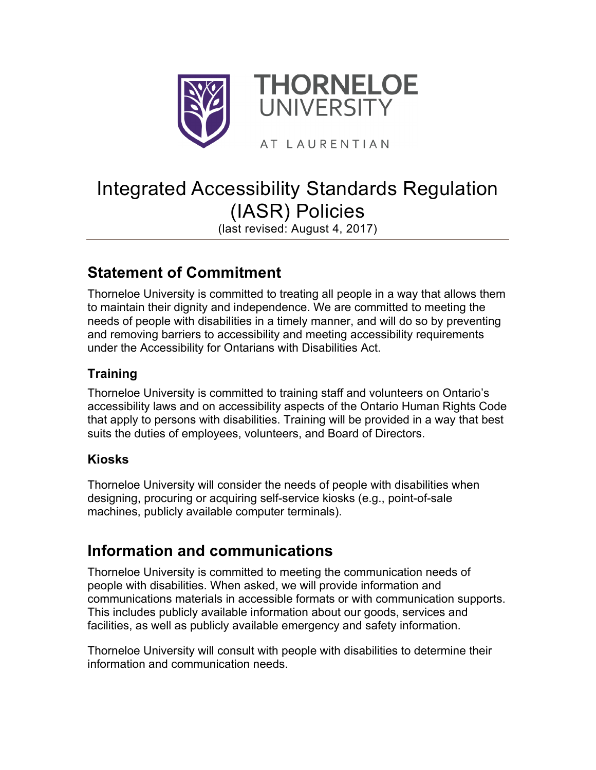THORNELOE UNIVERSITY

AT LAURENTIAN

# Integrated Accessibility Standards Regulation (IASR) Policies

(last revised: August 4, 2017)

## Statement of Commitment

Thorneloe University is committed to treating all people in a way that allows them to maintain their dignity and independence. We are committed to meeting the needs of people with disabilities in a timely manner, and will do so by preventing and removing barriers to accessibility and meeting accessibility requirements under the Accessibility for Ontarians with Disabilities Act.

### Training

Thorneloe University is committed to training staff and volunteers on Ontario's accessibility laws and on accessibility aspects of the Ontario Human Rights Code that apply to persons with disabilities. Training will be provided in a way that best suits the duties of employees, volunteers, and Board of Directors.

### Kiosks

Thorneloe University will consider the needs of people with disabilities when designing, procuring or acquiring self-service kiosks (e.g., point-of-sale machines, publicly available computer terminals).

## Information and communications

Thorneloe University is committed to meeting the communication needs of people with disabilities. When asked, we will provide information and communications materials in accessible formats or with communication supports. This includes publicly available information about our goods, services and facilities, as well as publicly available emergency and safety information.

Thorneloe University will consult with people with disabilities to determine their information and communication needs.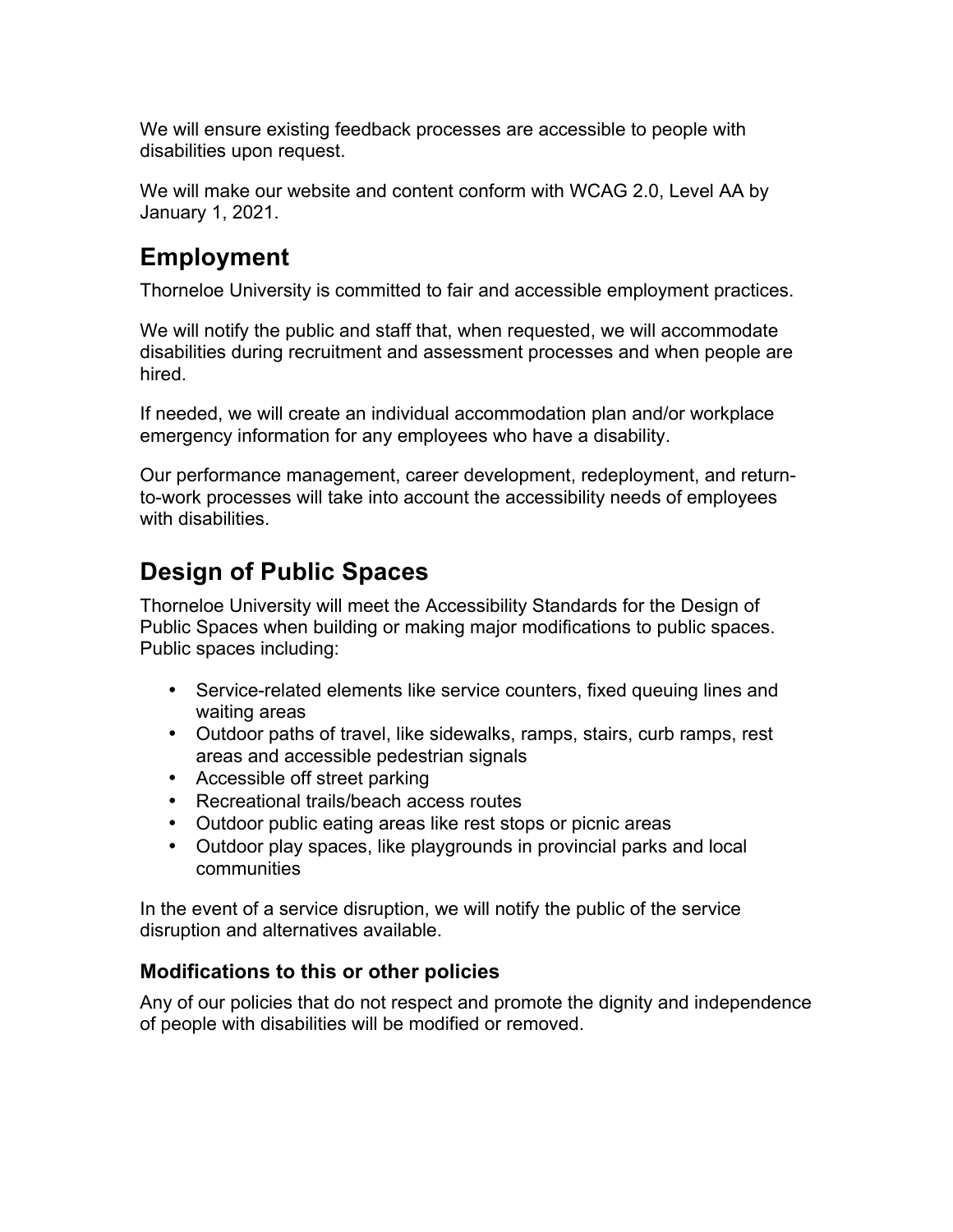We will ensure existing feedback processes are accessible to people with disabilities upon request.

We will make our website and content conform with WCAG 2.0, Level AA by January 1, 2021.

## Employment

Thorneloe University is committed to fair and accessible employment practices.

We will notify the public and staff that, when requested, we will accommodate disabilities during recruitment and assessment processes and when people are hired.

If needed, we will create an individual accommodation plan and/or workplace emergency information for any employees who have a disability.

Our performance management, career development, redeployment, and return-to-work processes will take into account the accessibility needs of employees with disabilities.

## Design of Public Spaces

Thorneloe University will meet the Accessibility Standards for the Design of Public Spaces when building or making major modifications to public spaces. Public spaces including:

- Service-related elements like service counters, fixed queuing lines and waiting areas
- Outdoor paths of travel, like sidewalks, ramps, stairs, curb ramps, rest areas and accessible pedestrian signals
- Accessible off street parking
- Recreational trails/beach access routes
- Outdoor public eating areas like rest stops or picnic areas
- Outdoor play spaces, like playgrounds in provincial parks and local communities

In the event of a service disruption, we will notify the public of the service disruption and alternatives available.

### Modifications to this or other policies

Any of our policies that do not respect and promote the dignity and independence of people with disabilities will be modified or removed.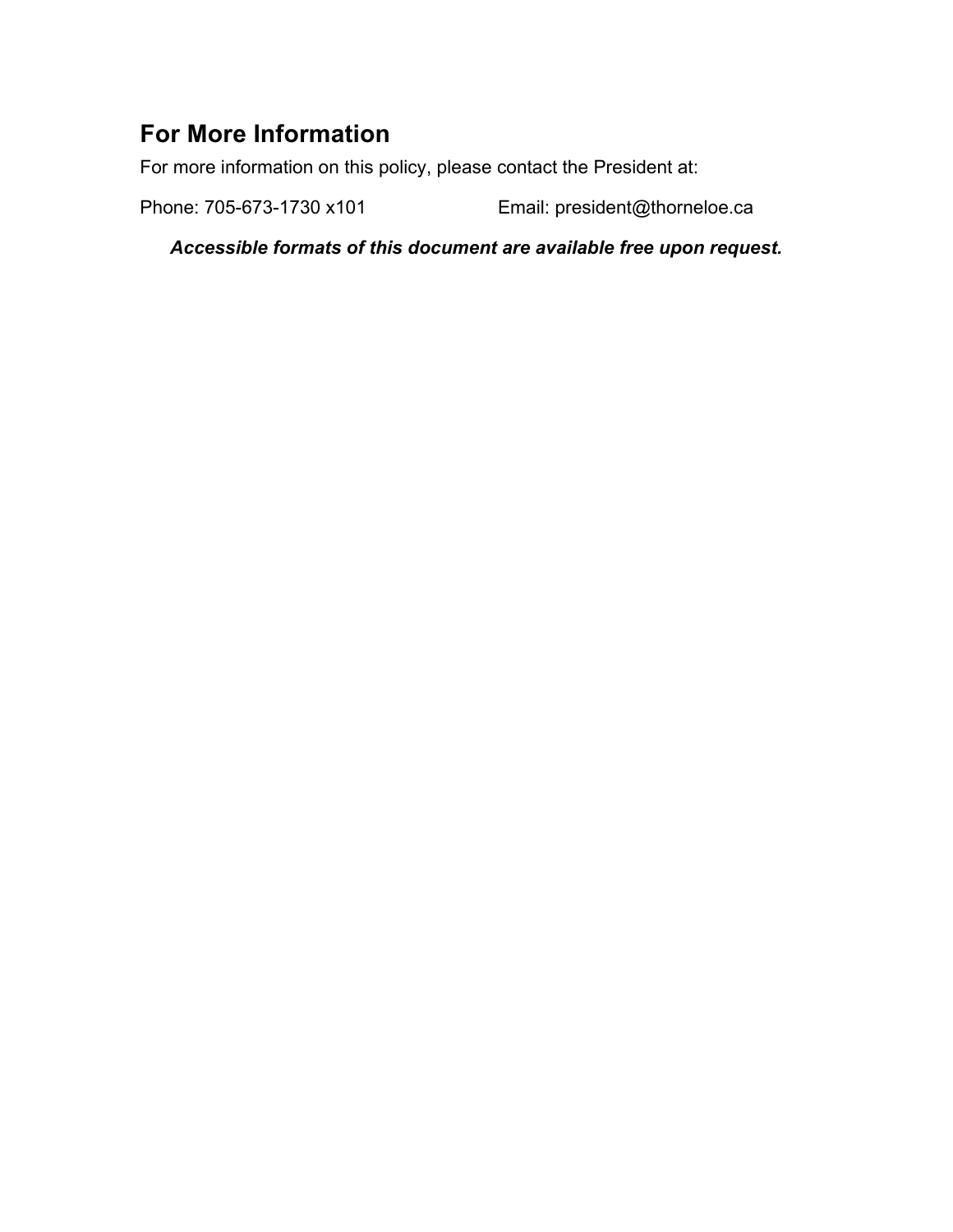## For More Information

For more information on this policy, please contact the President at:

Phone: 705-673-1730 x101 Email: president@thorneloe.ca

***Accessible formats of this document are available free upon request.***